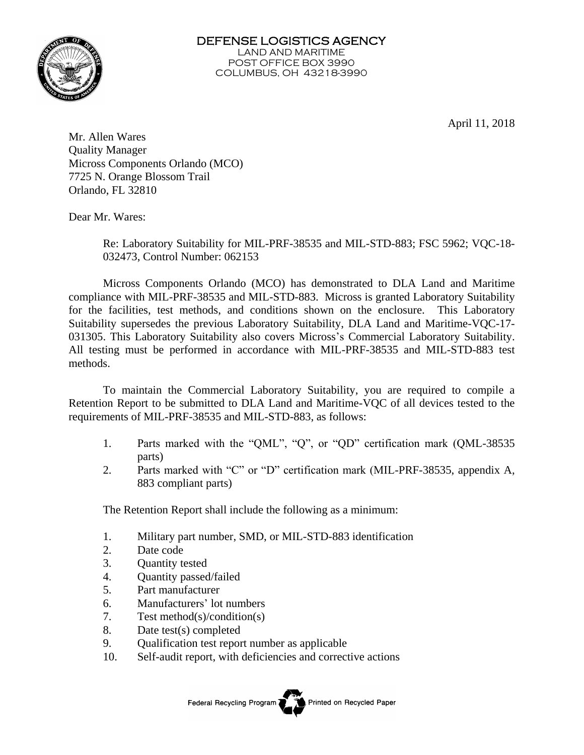DEFENSE LOGISTICS AGENCY
LAND AND MARITIME
POST OFFICE BOX 3990
COLUMBUS, OH 43218-3990

April 11, 2018

Mr. Allen Wares
Quality Manager
Micross Components Orlando (MCO)
7725 N. Orange Blossom Trail
Orlando, FL 32810

Dear Mr. Wares:

Re: Laboratory Suitability for MIL-PRF-38535 and MIL-STD-883; FSC 5962; VQC-18-032473, Control Number: 062153

Micross Components Orlando (MCO) has demonstrated to DLA Land and Maritime compliance with MIL-PRF-38535 and MIL-STD-883. Micross is granted Laboratory Suitability for the facilities, test methods, and conditions shown on the enclosure. This Laboratory Suitability supersedes the previous Laboratory Suitability, DLA Land and Maritime-VQC-17-031305. This Laboratory Suitability also covers Micross's Commercial Laboratory Suitability. All testing must be performed in accordance with MIL-PRF-38535 and MIL-STD-883 test methods.

To maintain the Commercial Laboratory Suitability, you are required to compile a Retention Report to be submitted to DLA Land and Maritime-VQC of all devices tested to the requirements of MIL-PRF-38535 and MIL-STD-883, as follows:

1. Parts marked with the "QML", "Q", or "QD" certification mark (QML-38535 parts)
2. Parts marked with "C" or "D" certification mark (MIL-PRF-38535, appendix A, 883 compliant parts)

The Retention Report shall include the following as a minimum:

1. Military part number, SMD, or MIL-STD-883 identification
2. Date code
3. Quantity tested
4. Quantity passed/failed
5. Part manufacturer
6. Manufacturers' lot numbers
7. Test method(s)/condition(s)
8. Date test(s) completed
9. Qualification test report number as applicable
10. Self-audit report, with deficiencies and corrective actions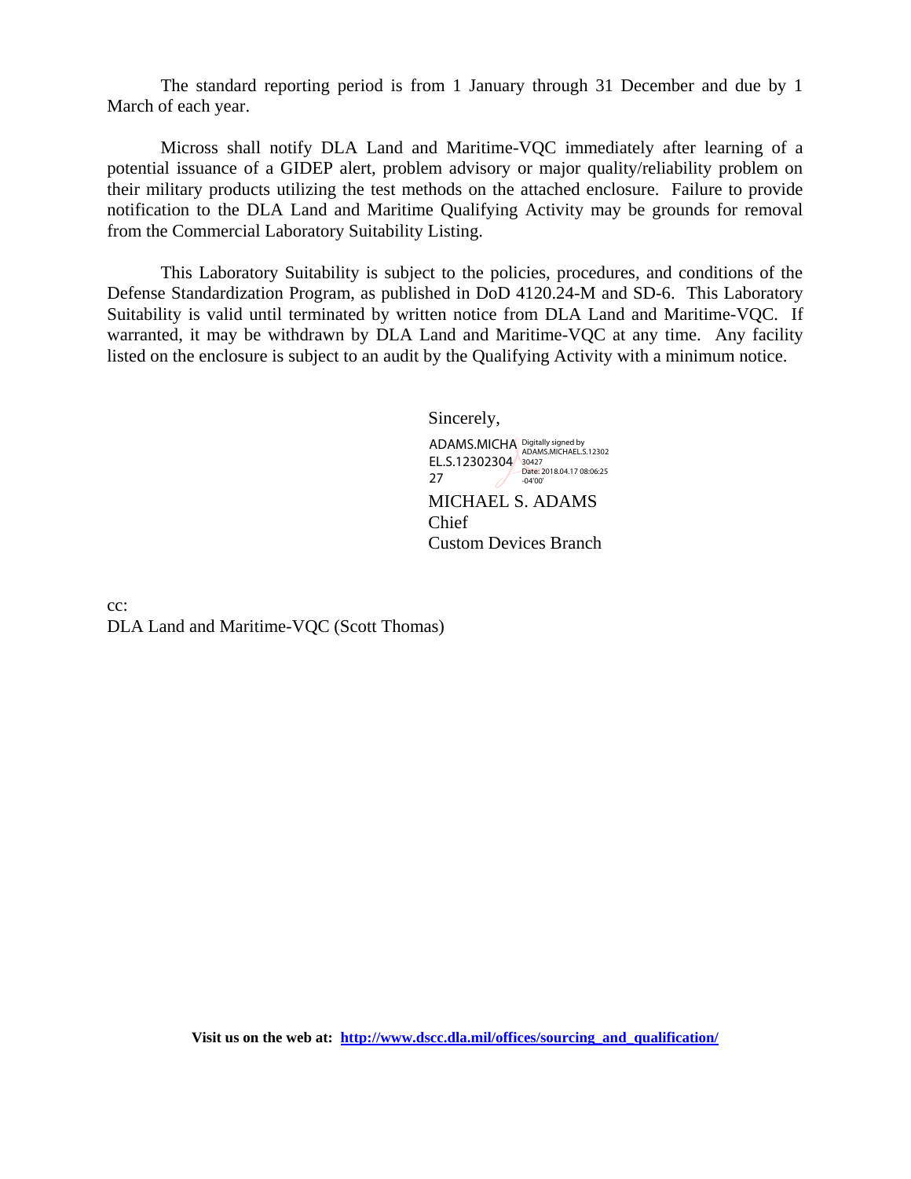The standard reporting period is from 1 January through 31 December and due by 1 March of each year.

Micross shall notify DLA Land and Maritime-VQC immediately after learning of a potential issuance of a GIDEP alert, problem advisory or major quality/reliability problem on their military products utilizing the test methods on the attached enclosure. Failure to provide notification to the DLA Land and Maritime Qualifying Activity may be grounds for removal from the Commercial Laboratory Suitability Listing.

This Laboratory Suitability is subject to the policies, procedures, and conditions of the Defense Standardization Program, as published in DoD 4120.24-M and SD-6. This Laboratory Suitability is valid until terminated by written notice from DLA Land and Maritime-VQC. If warranted, it may be withdrawn by DLA Land and Maritime-VQC at any time. Any facility listed on the enclosure is subject to an audit by the Qualifying Activity with a minimum notice.

Sincerely,

ADAMS.MICHAEL.S.1230230427 Digitally signed by ADAMS.MICHAEL.S.1230230427 Date: 2018.04.17 08:06:25 -04'00'

MICHAEL S. ADAMS
Chief
Custom Devices Branch

cc:
DLA Land and Maritime-VQC (Scott Thomas)

**Visit us on the web at: http://www.dscc.dla.mil/offices/sourcing_and_qualification/**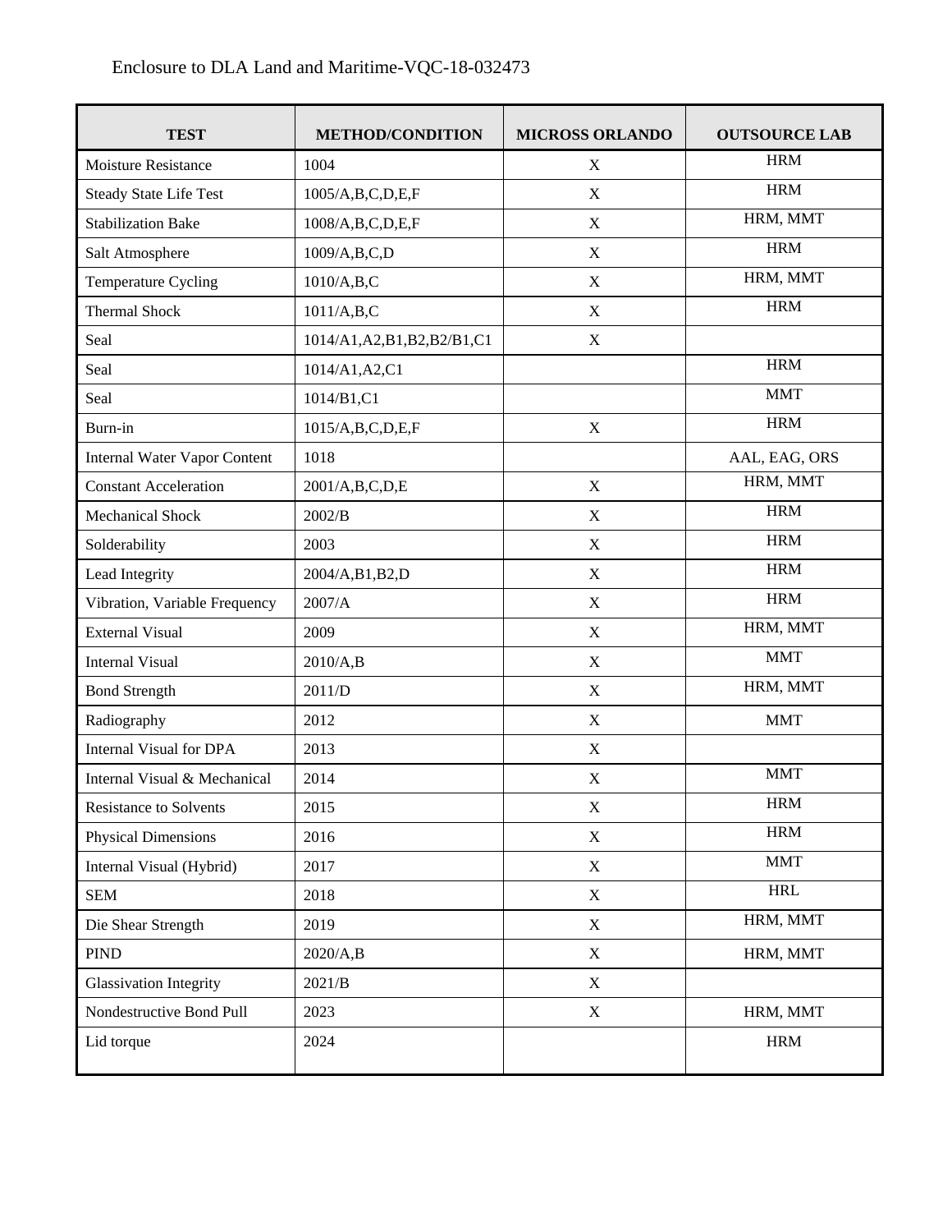Enclosure to DLA Land and Maritime-VQC-18-032473

| TEST | METHOD/CONDITION | MICROSS ORLANDO | OUTSOURCE LAB |
| --- | --- | --- | --- |
| Moisture Resistance | 1004 | X | HRM |
| Steady State Life Test | 1005/A,B,C,D,E,F | X | HRM |
| Stabilization Bake | 1008/A,B,C,D,E,F | X | HRM, MMT |
| Salt Atmosphere | 1009/A,B,C,D | X | HRM |
| Temperature Cycling | 1010/A,B,C | X | HRM, MMT |
| Thermal Shock | 1011/A,B,C | X | HRM |
| Seal | 1014/A1,A2,B1,B2,B2/B1,C1 | X | |
| Seal | 1014/A1,A2,C1 | | HRM |
| Seal | 1014/B1,C1 | | MMT |
| Burn-in | 1015/A,B,C,D,E,F | X | HRM |
| Internal Water Vapor Content | 1018 | | AAL, EAG, ORS |
| Constant Acceleration | 2001/A,B,C,D,E | X | HRM, MMT |
| Mechanical Shock | 2002/B | X | HRM |
| Solderability | 2003 | X | HRM |
| Lead Integrity | 2004/A,B1,B2,D | X | HRM |
| Vibration, Variable Frequency | 2007/A | X | HRM |
| External Visual | 2009 | X | HRM, MMT |
| Internal Visual | 2010/A,B | X | MMT |
| Bond Strength | 2011/D | X | HRM, MMT |
| Radiography | 2012 | X | MMT |
| Internal Visual for DPA | 2013 | X | |
| Internal Visual & Mechanical | 2014 | X | MMT |
| Resistance to Solvents | 2015 | X | HRM |
| Physical Dimensions | 2016 | X | HRM |
| Internal Visual (Hybrid) | 2017 | X | MMT |
| SEM | 2018 | X | HRL |
| Die Shear Strength | 2019 | X | HRM, MMT |
| PIND | 2020/A,B | X | HRM, MMT |
| Glassivation Integrity | 2021/B | X | |
| Nondestructive Bond Pull | 2023 | X | HRM, MMT |
| Lid torque | 2024 | | HRM |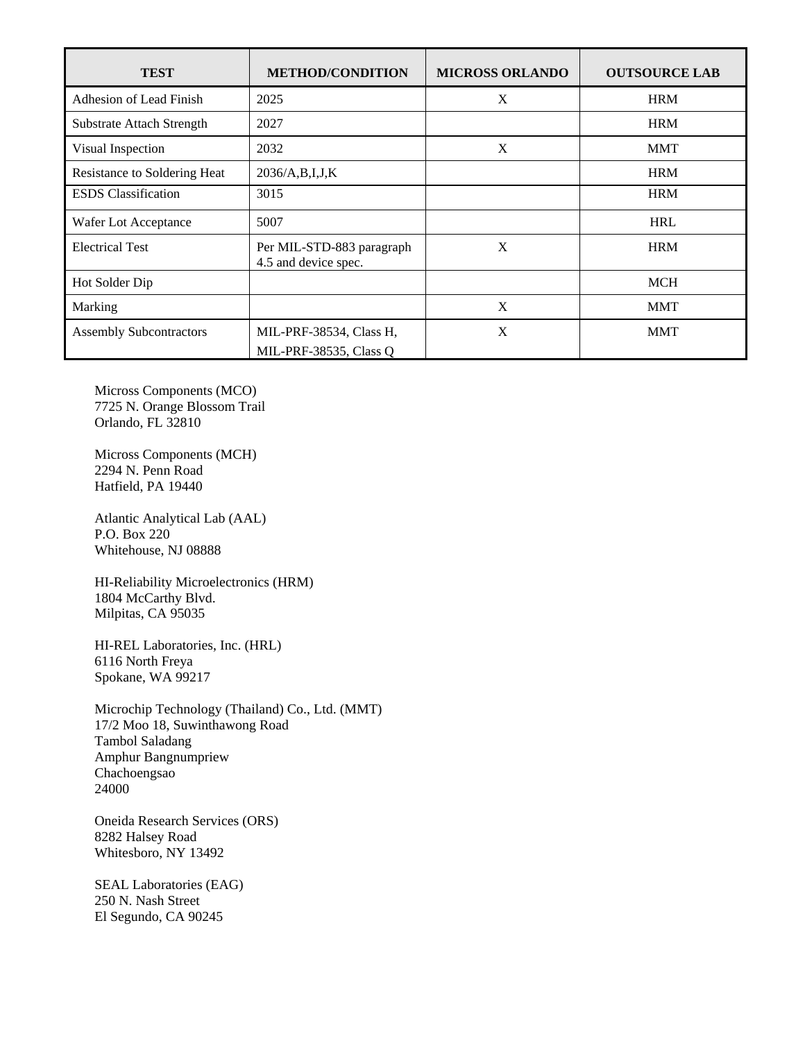| TEST | METHOD/CONDITION | MICROSS ORLANDO | OUTSOURCE LAB |
| --- | --- | --- | --- |
| Adhesion of Lead Finish | 2025 | X | HRM |
| Substrate Attach Strength | 2027 | | HRM |
| Visual Inspection | 2032 | X | MMT |
| Resistance to Soldering Heat | 2036/A,B,I,J,K | | HRM |
| ESDS Classification | 3015 | | HRM |
| Wafer Lot Acceptance | 5007 | | HRL |
| Electrical Test | Per MIL-STD-883 paragraph 4.5 and device spec. | X | HRM |
| Hot Solder Dip | | | MCH |
| Marking | | X | MMT |
| Assembly Subcontractors | MIL-PRF-38534, Class H, MIL-PRF-38535, Class Q | X | MMT |

Micross Components (MCO)
7725 N. Orange Blossom Trail
Orlando, FL 32810

Micross Components (MCH)
2294 N. Penn Road
Hatfield, PA 19440

Atlantic Analytical Lab (AAL)
P.O. Box 220
Whitehouse, NJ 08888

HI-Reliability Microelectronics (HRM)
1804 McCarthy Blvd.
Milpitas, CA 95035

HI-REL Laboratories, Inc. (HRL)
6116 North Freya
Spokane, WA 99217

Microchip Technology (Thailand) Co., Ltd. (MMT)
17/2 Moo 18, Suwinthawong Road
Tambol Saladang
Amphur Bangnumpriew
Chachoengsao
24000

Oneida Research Services (ORS)
8282 Halsey Road
Whitesboro, NY 13492

SEAL Laboratories (EAG)
250 N. Nash Street
El Segundo, CA 90245